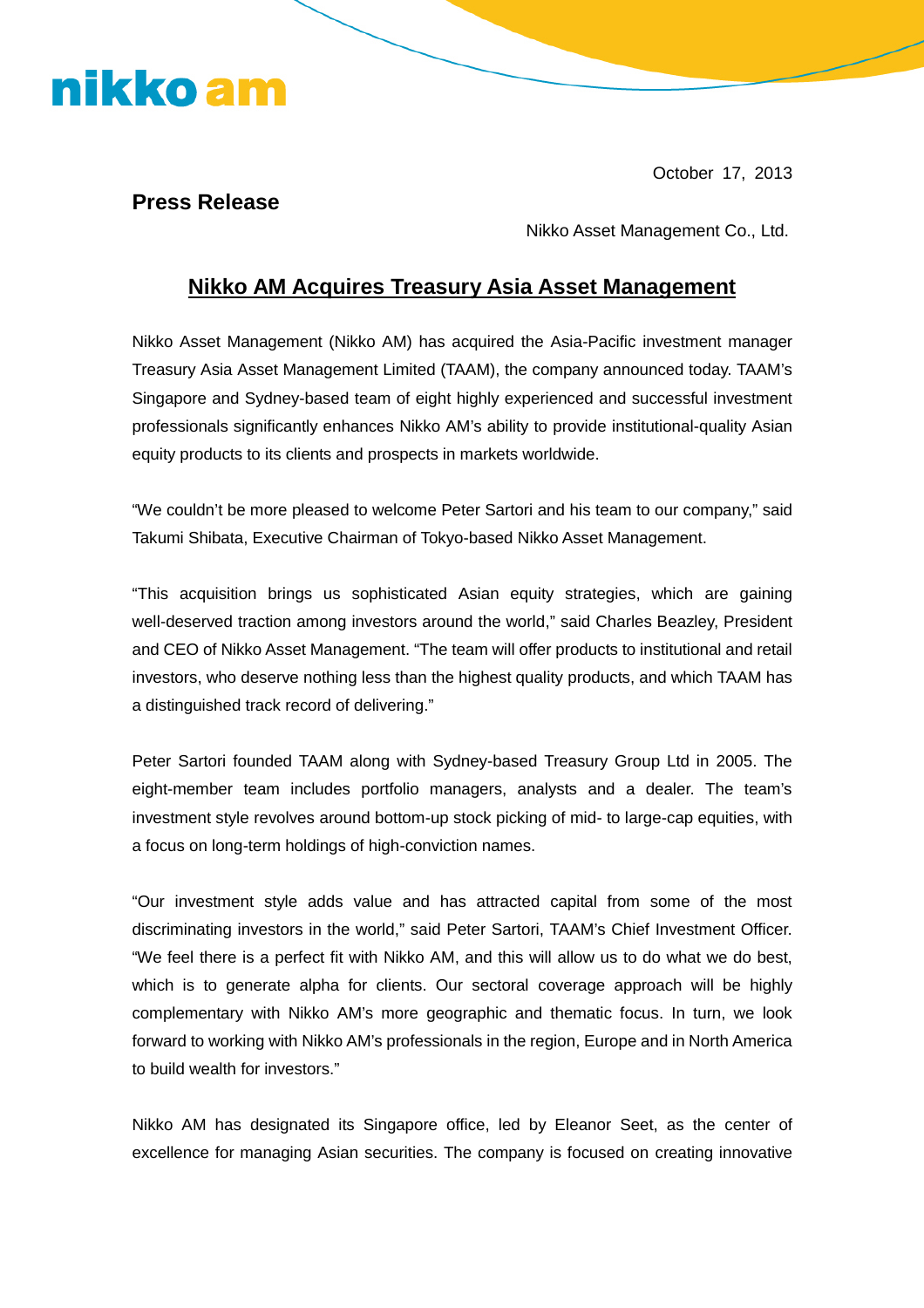nikko am

October 17, 2013

**Press Release**

Nikko Asset Management Co., Ltd.

# Nikko AM Acquires Treasury Asia Asset Management

Nikko Asset Management (Nikko AM) has acquired the Asia-Pacific investment manager Treasury Asia Asset Management Limited (TAAM), the company announced today. TAAM's Singapore and Sydney-based team of eight highly experienced and successful investment professionals significantly enhances Nikko AM's ability to provide institutional-quality Asian equity products to its clients and prospects in markets worldwide.

"We couldn't be more pleased to welcome Peter Sartori and his team to our company," said Takumi Shibata, Executive Chairman of Tokyo-based Nikko Asset Management.

"This acquisition brings us sophisticated Asian equity strategies, which are gaining well-deserved traction among investors around the world," said Charles Beazley, President and CEO of Nikko Asset Management. "The team will offer products to institutional and retail investors, who deserve nothing less than the highest quality products, and which TAAM has a distinguished track record of delivering."

Peter Sartori founded TAAM along with Sydney-based Treasury Group Ltd in 2005. The eight-member team includes portfolio managers, analysts and a dealer. The team's investment style revolves around bottom-up stock picking of mid- to large-cap equities, with a focus on long-term holdings of high-conviction names.

"Our investment style adds value and has attracted capital from some of the most discriminating investors in the world," said Peter Sartori, TAAM's Chief Investment Officer. "We feel there is a perfect fit with Nikko AM, and this will allow us to do what we do best, which is to generate alpha for clients. Our sectoral coverage approach will be highly complementary with Nikko AM's more geographic and thematic focus. In turn, we look forward to working with Nikko AM's professionals in the region, Europe and in North America to build wealth for investors."

Nikko AM has designated its Singapore office, led by Eleanor Seet, as the center of excellence for managing Asian securities. The company is focused on creating innovative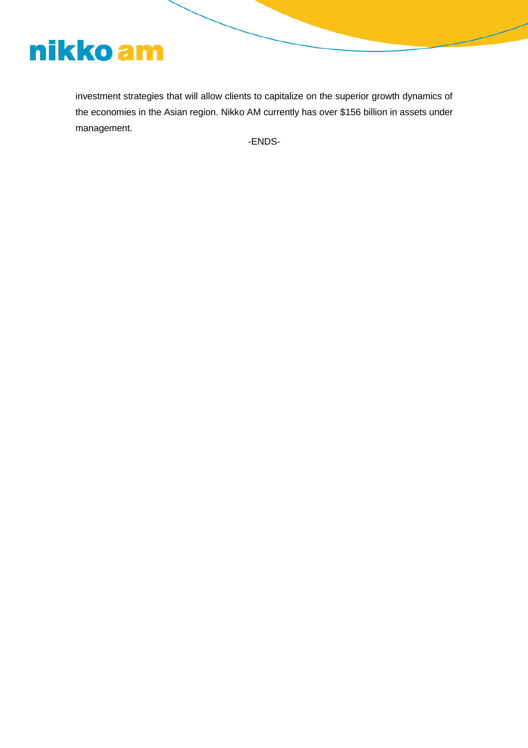investment strategies that will allow clients to capitalize on the superior growth dynamics of the economies in the Asian region. Nikko AM currently has over $156 billion in assets under management.

-ENDS-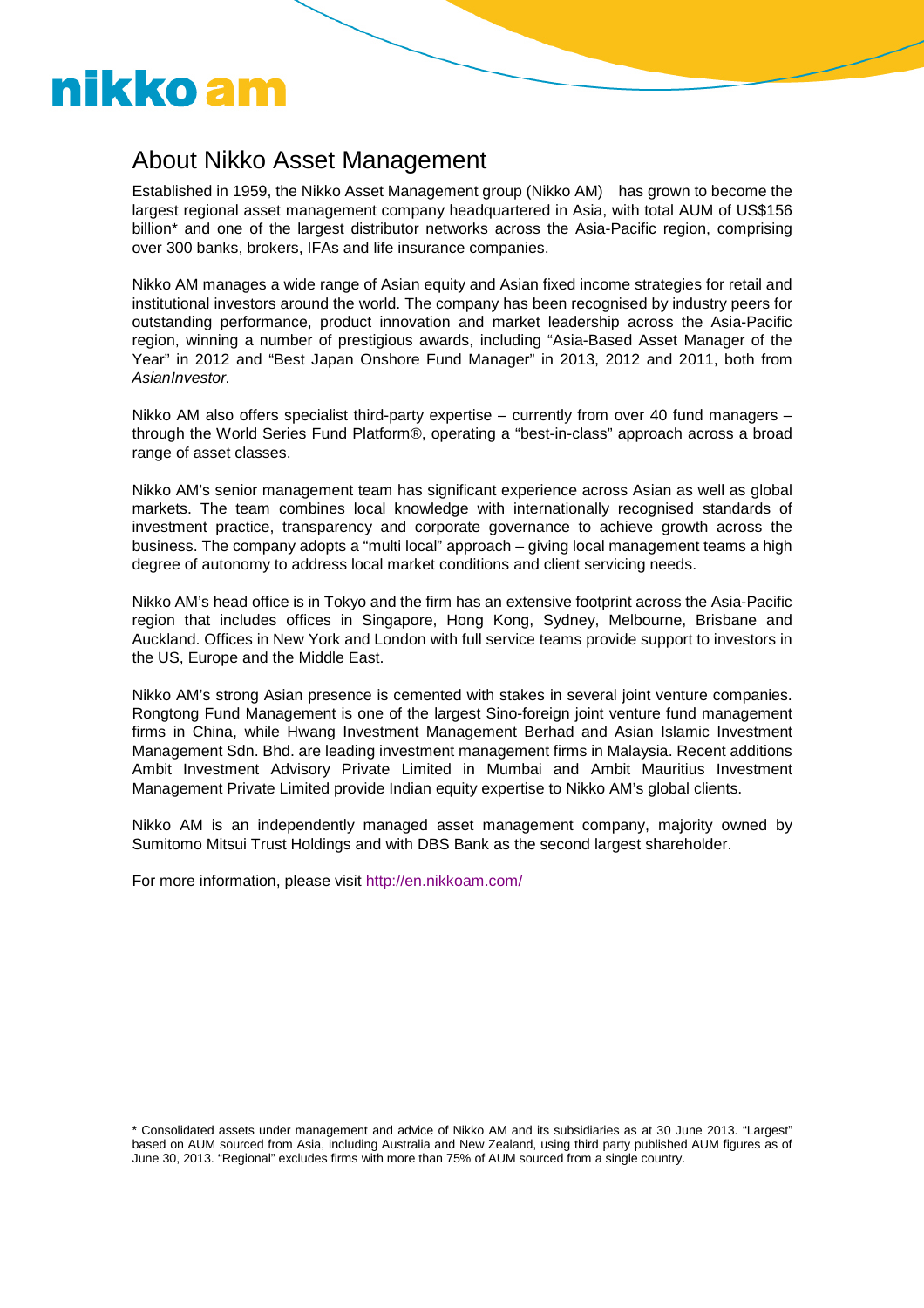## About Nikko Asset Management

Established in 1959, the Nikko Asset Management group (Nikko AM) has grown to become the largest regional asset management company headquartered in Asia, with total AUM of US$156 billion* and one of the largest distributor networks across the Asia-Pacific region, comprising over 300 banks, brokers, IFAs and life insurance companies.

Nikko AM manages a wide range of Asian equity and Asian fixed income strategies for retail and institutional investors around the world. The company has been recognised by industry peers for outstanding performance, product innovation and market leadership across the Asia-Pacific region, winning a number of prestigious awards, including "Asia-Based Asset Manager of the Year" in 2012 and "Best Japan Onshore Fund Manager" in 2013, 2012 and 2011, both from *AsianInvestor.*

Nikko AM also offers specialist third-party expertise – currently from over 40 fund managers – through the World Series Fund Platform®, operating a "best-in-class" approach across a broad range of asset classes.

Nikko AM's senior management team has significant experience across Asian as well as global markets. The team combines local knowledge with internationally recognised standards of investment practice, transparency and corporate governance to achieve growth across the business. The company adopts a "multi local" approach – giving local management teams a high degree of autonomy to address local market conditions and client servicing needs.

Nikko AM's head office is in Tokyo and the firm has an extensive footprint across the Asia-Pacific region that includes offices in Singapore, Hong Kong, Sydney, Melbourne, Brisbane and Auckland. Offices in New York and London with full service teams provide support to investors in the US, Europe and the Middle East.

Nikko AM's strong Asian presence is cemented with stakes in several joint venture companies. Rongtong Fund Management is one of the largest Sino-foreign joint venture fund management firms in China, while Hwang Investment Management Berhad and Asian Islamic Investment Management Sdn. Bhd. are leading investment management firms in Malaysia. Recent additions Ambit Investment Advisory Private Limited in Mumbai and Ambit Mauritius Investment Management Private Limited provide Indian equity expertise to Nikko AM's global clients.

Nikko AM is an independently managed asset management company, majority owned by Sumitomo Mitsui Trust Holdings and with DBS Bank as the second largest shareholder.

For more information, please visit http://en.nikkoam.com/

* Consolidated assets under management and advice of Nikko AM and its subsidiaries as at 30 June 2013. "Largest" based on AUM sourced from Asia, including Australia and New Zealand, using third party published AUM figures as of June 30, 2013. "Regional" excludes firms with more than 75% of AUM sourced from a single country.